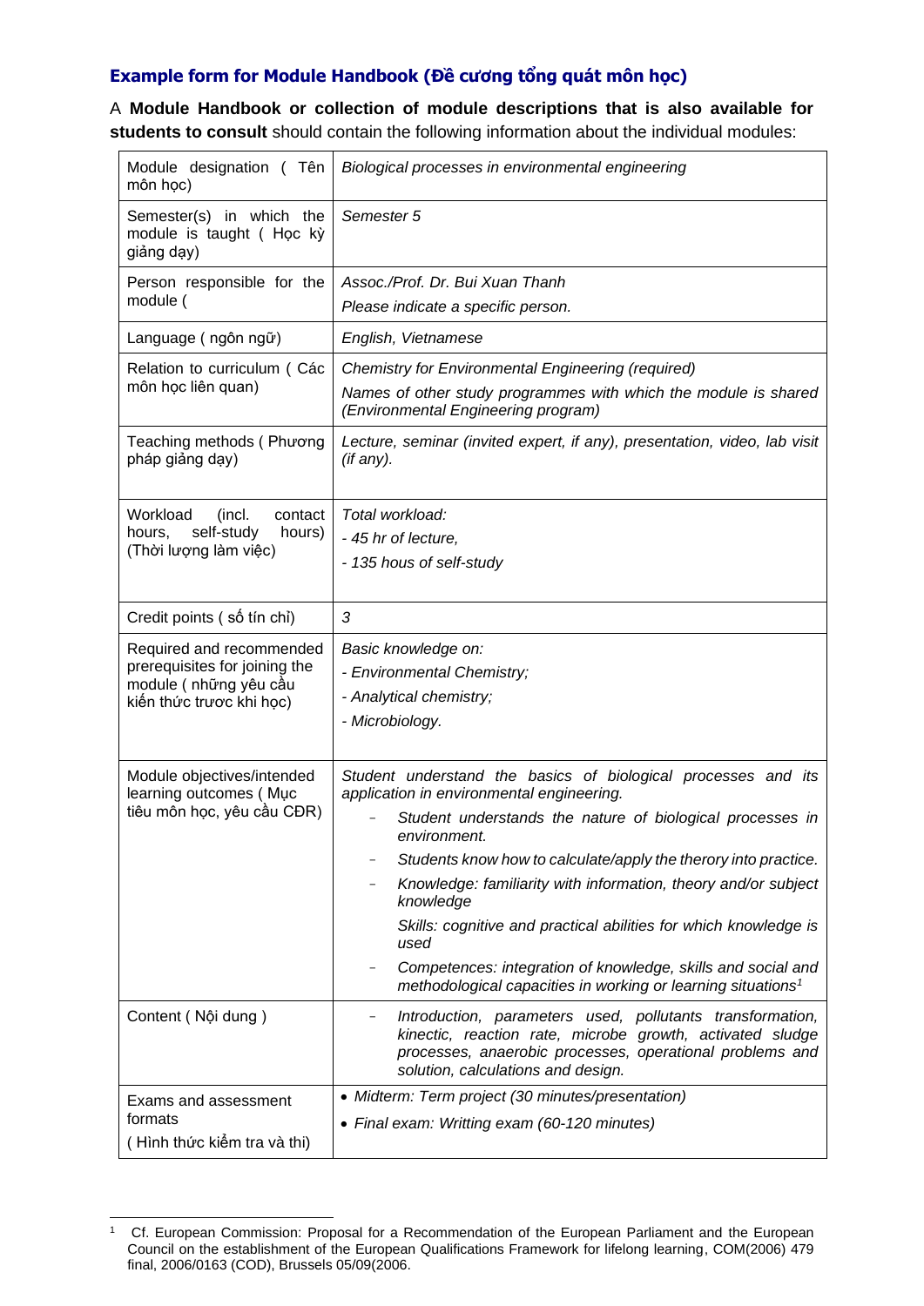### **Example form for Module Handbook (Đề cương tổng quát môn học)**

A **Module Handbook or collection of module descriptions that is also available for students to consult** should contain the following information about the individual modules:

| | |
|---|---|
| Module designation ( Tên môn học) | *Biological processes in environmental engineering* |
| Semester(s) in which the module is taught ( Học kỳ giảng dạy) | *Semester 5* |
| Person responsible for the module ( | *Assoc./Prof. Dr. Bui Xuan Thanh*<br>*Please indicate a specific person.* |
| Language ( ngôn ngữ) | *English, Vietnamese* |
| Relation to curriculum ( Các môn học liên quan) | *Chemistry for Environmental Engineering (required)*<br>*Names of other study programmes with which the module is shared (Environmental Engineering program)* |
| Teaching methods ( Phương pháp giảng dạy) | *Lecture, seminar (invited expert, if any), presentation, video, lab visit (if any).* |
| Workload (incl. contact hours, self-study hours) (Thời lượng làm việc) | *Total workload:*<br>*- 45 hr of lecture,*<br>*- 135 hous of self-study* |
| Credit points ( số tín chỉ) | *3* |
| Required and recommended prerequisites for joining the module ( những yêu cầu kiến thức trươc khi học) | *Basic knowledge on:*<br>*- Environmental Chemistry;*<br>*- Analytical chemistry;*<br>*- Microbiology.* |
| Module objectives/intended learning outcomes ( Mục tiêu môn học, yêu cầu CĐR) | *Student understand the basics of biological processes and its application in environmental engineering.*<br>- *Student understands the nature of biological processes in environment.*<br>- *Students know how to calculate/apply the therory into practice.*<br>- *Knowledge: familiarity with information, theory and/or subject knowledge*<br>*Skills: cognitive and practical abilities for which knowledge is used*<br>- *Competences: integration of knowledge, skills and social and methodological capacities in working or learning situations*[1] |
| Content ( Nội dung ) | - *Introduction, parameters used, pollutants transformation, kinectic, reaction rate, microbe growth, activated sludge processes, anaerobic processes, operational problems and solution, calculations and design.* |
| Exams and assessment formats<br>( Hình thức kiểm tra và thi) | • *Midterm: Term project (30 minutes/presentation)*<br>• *Final exam: Writting exam (60-120 minutes)* |

[1] Cf. European Commission: Proposal for a Recommendation of the European Parliament and the European Council on the establishment of the European Qualifications Framework for lifelong learning, COM(2006) 479 final, 2006/0163 (COD), Brussels 05/09(2006.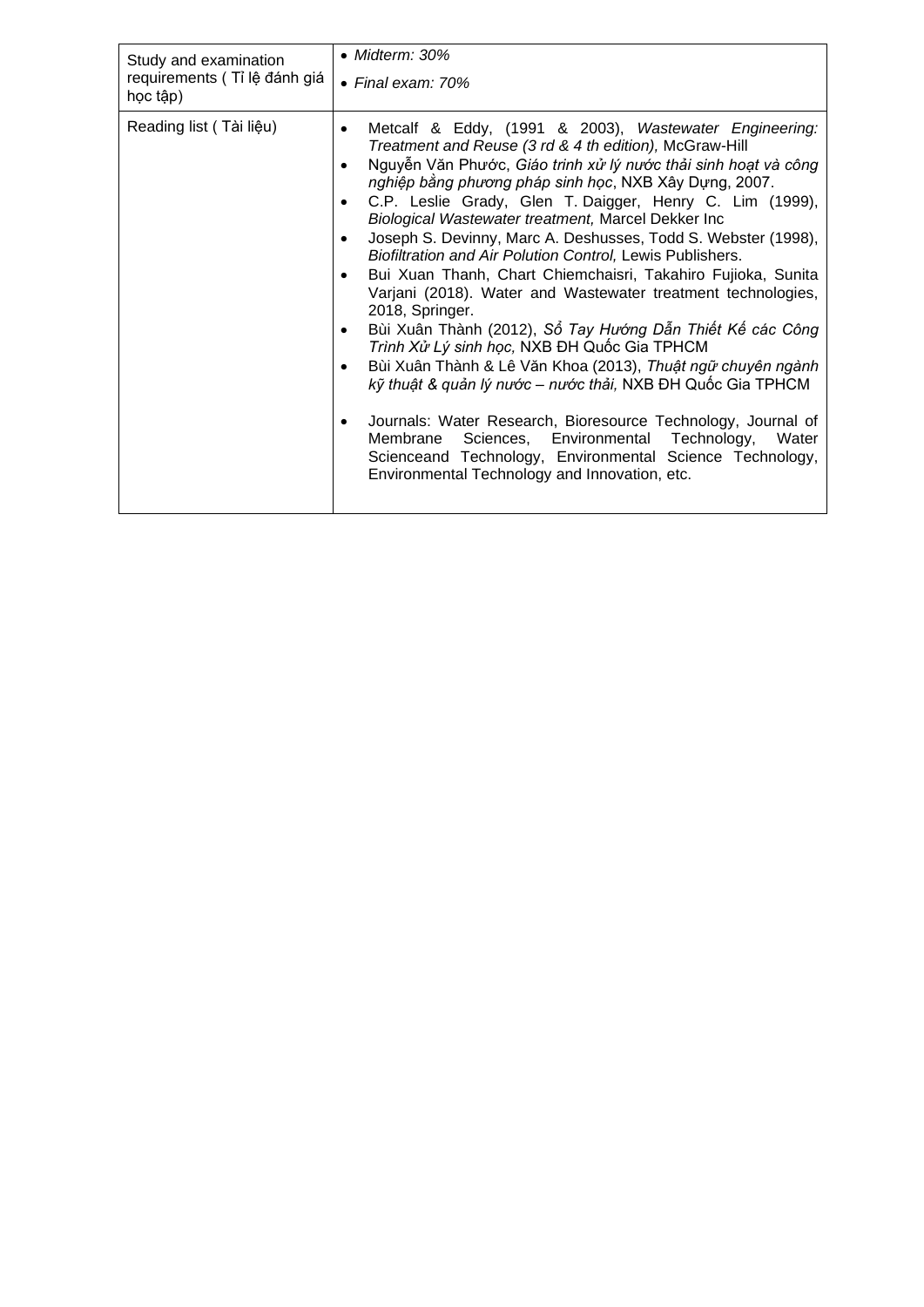| | |
|---|---|
| Study and examination requirements ( Tỉ lệ đánh giá học tập) | • *Midterm: 30%*<br>• *Final exam: 70%* |
| Reading list ( Tài liệu) | • Metcalf & Eddy, (1991 & 2003), *Wastewater Engineering: Treatment and Reuse (3 rd & 4 th edition),* McGraw-Hill<br>• Nguyễn Văn Phước, *Giáo trình xử lý nước thải sinh hoạt và công nghiệp bằng phương pháp sinh học*, NXB Xây Dựng, 2007.<br>• C.P. Leslie Grady, Glen T. Daigger, Henry C. Lim (1999), *Biological Wastewater treatment,* Marcel Dekker Inc<br>• Joseph S. Devinny, Marc A. Deshusses, Todd S. Webster (1998), *Biofiltration and Air Polution Control,* Lewis Publishers.<br>• Bui Xuan Thanh, Chart Chiemchaisri, Takahiro Fujioka, Sunita Varjani (2018). Water and Wastewater treatment technologies, 2018, Springer.<br>• Bùi Xuân Thành (2012), *Sổ Tay Hướng Dẫn Thiết Kế các Công Trình Xử Lý sinh học,* NXB ĐH Quốc Gia TPHCM<br>• Bùi Xuân Thành & Lê Văn Khoa (2013), *Thuật ngữ chuyên ngành kỹ thuật & quản lý nước – nước thải,* NXB ĐH Quốc Gia TPHCM<br>• Journals: Water Research, Bioresource Technology, Journal of Membrane Sciences, Environmental Technology, Water Scienceand Technology, Environmental Science Technology, Environmental Technology and Innovation, etc. |